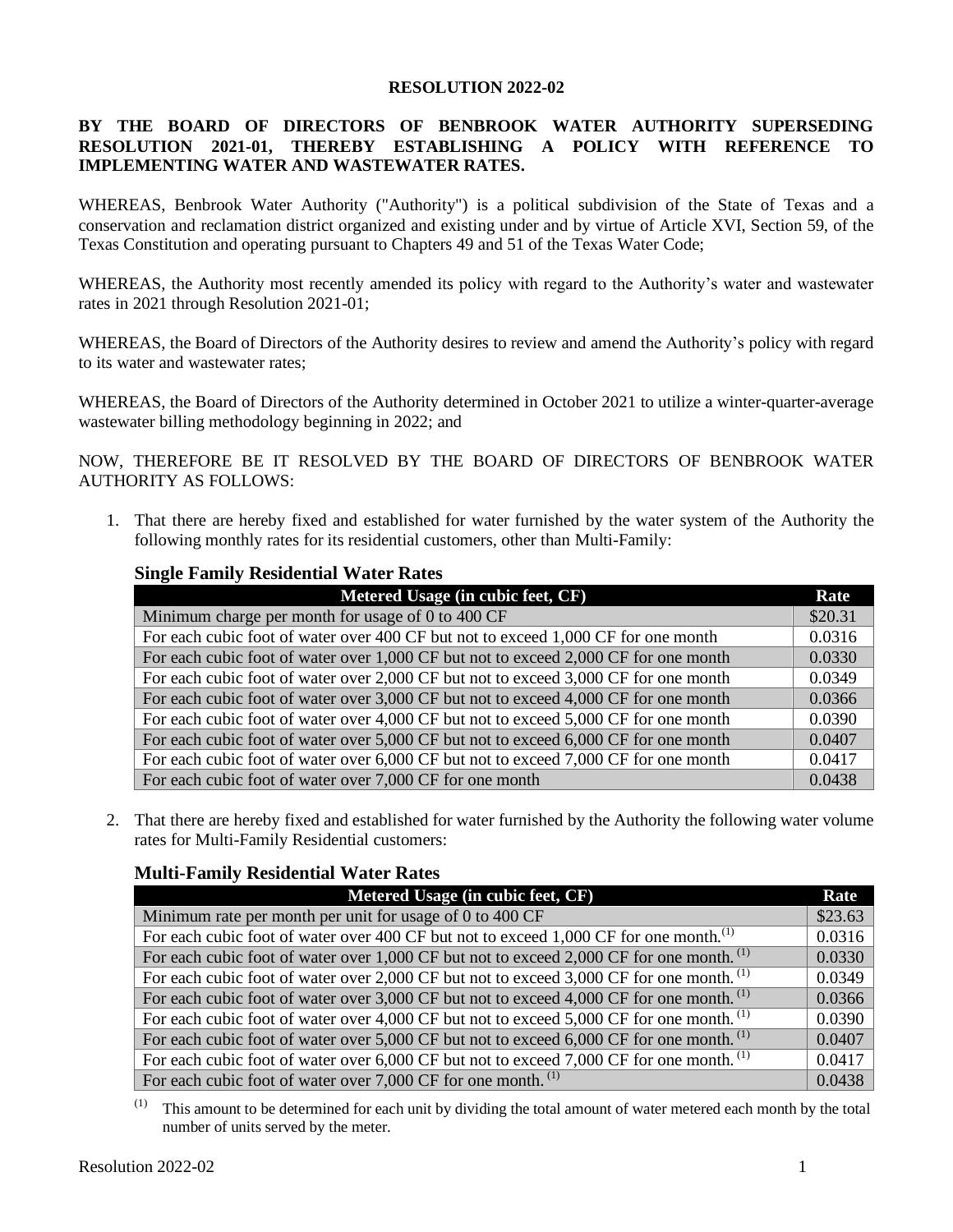**RESOLUTION 2022-02**

**BY THE BOARD OF DIRECTORS OF BENBROOK WATER AUTHORITY SUPERSEDING RESOLUTION 2021-01, THEREBY ESTABLISHING A POLICY WITH REFERENCE TO IMPLEMENTING WATER AND WASTEWATER RATES.**

WHEREAS, Benbrook Water Authority ("Authority") is a political subdivision of the State of Texas and a conservation and reclamation district organized and existing under and by virtue of Article XVI, Section 59, of the Texas Constitution and operating pursuant to Chapters 49 and 51 of the Texas Water Code;

WHEREAS, the Authority most recently amended its policy with regard to the Authority's water and wastewater rates in 2021 through Resolution 2021-01;

WHEREAS, the Board of Directors of the Authority desires to review and amend the Authority's policy with regard to its water and wastewater rates;

WHEREAS, the Board of Directors of the Authority determined in October 2021 to utilize a winter-quarter-average wastewater billing methodology beginning in 2022; and

NOW, THEREFORE BE IT RESOLVED BY THE BOARD OF DIRECTORS OF BENBROOK WATER AUTHORITY AS FOLLOWS:

1. That there are hereby fixed and established for water furnished by the water system of the Authority the following monthly rates for its residential customers, other than Multi-Family:

### Single Family Residential Water Rates

| Metered Usage (in cubic feet, CF) | Rate |
|---|---|
| Minimum charge per month for usage of 0 to 400 CF | $20.31 |
| For each cubic foot of water over 400 CF but not to exceed 1,000 CF for one month | 0.0316 |
| For each cubic foot of water over 1,000 CF but not to exceed 2,000 CF for one month | 0.0330 |
| For each cubic foot of water over 2,000 CF but not to exceed 3,000 CF for one month | 0.0349 |
| For each cubic foot of water over 3,000 CF but not to exceed 4,000 CF for one month | 0.0366 |
| For each cubic foot of water over 4,000 CF but not to exceed 5,000 CF for one month | 0.0390 |
| For each cubic foot of water over 5,000 CF but not to exceed 6,000 CF for one month | 0.0407 |
| For each cubic foot of water over 6,000 CF but not to exceed 7,000 CF for one month | 0.0417 |
| For each cubic foot of water over 7,000 CF for one month | 0.0438 |

2. That there are hereby fixed and established for water furnished by the Authority the following water volume rates for Multi-Family Residential customers:

### Multi-Family Residential Water Rates

| Metered Usage (in cubic feet, CF) | Rate |
|---|---|
| Minimum rate per month per unit for usage of 0 to 400 CF | $23.63 |
| For each cubic foot of water over 400 CF but not to exceed 1,000 CF for one month.[(1)] | 0.0316 |
| For each cubic foot of water over 1,000 CF but not to exceed 2,000 CF for one month. [(1)] | 0.0330 |
| For each cubic foot of water over 2,000 CF but not to exceed 3,000 CF for one month. [(1)] | 0.0349 |
| For each cubic foot of water over 3,000 CF but not to exceed 4,000 CF for one month. [(1)] | 0.0366 |
| For each cubic foot of water over 4,000 CF but not to exceed 5,000 CF for one month. [(1)] | 0.0390 |
| For each cubic foot of water over 5,000 CF but not to exceed 6,000 CF for one month. [(1)] | 0.0407 |
| For each cubic foot of water over 6,000 CF but not to exceed 7,000 CF for one month. [(1)] | 0.0417 |
| For each cubic foot of water over 7,000 CF for one month. [(1)] | 0.0438 |

(1) This amount to be determined for each unit by dividing the total amount of water metered each month by the total number of units served by the meter.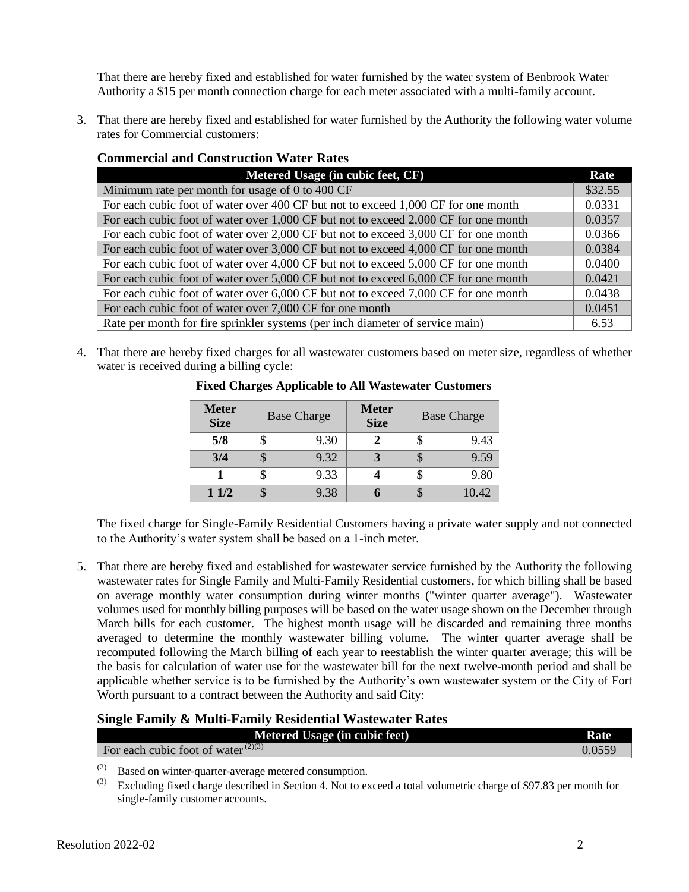That there are hereby fixed and established for water furnished by the water system of Benbrook Water Authority a $15 per month connection charge for each meter associated with a multi-family account.

3. That there are hereby fixed and established for water furnished by the Authority the following water volume rates for Commercial customers:

### Commercial and Construction Water Rates

| Metered Usage (in cubic feet, CF) | Rate |
|---|---|
| Minimum rate per month for usage of 0 to 400 CF | $32.55 |
| For each cubic foot of water over 400 CF but not to exceed 1,000 CF for one month | 0.0331 |
| For each cubic foot of water over 1,000 CF but not to exceed 2,000 CF for one month | 0.0357 |
| For each cubic foot of water over 2,000 CF but not to exceed 3,000 CF for one month | 0.0366 |
| For each cubic foot of water over 3,000 CF but not to exceed 4,000 CF for one month | 0.0384 |
| For each cubic foot of water over 4,000 CF but not to exceed 5,000 CF for one month | 0.0400 |
| For each cubic foot of water over 5,000 CF but not to exceed 6,000 CF for one month | 0.0421 |
| For each cubic foot of water over 6,000 CF but not to exceed 7,000 CF for one month | 0.0438 |
| For each cubic foot of water over 7,000 CF for one month | 0.0451 |
| Rate per month for fire sprinkler systems (per inch diameter of service main) | 6.53 |

4. That there are hereby fixed charges for all wastewater customers based on meter size, regardless of whether water is received during a billing cycle:

**Fixed Charges Applicable to All Wastewater Customers**

| Meter Size | Base Charge | Meter Size | Base Charge |
|---|---|---|---|
| 5/8 | $ 9.30 | 2 | $ 9.43 |
| 3/4 | $ 9.32 | 3 | $ 9.59 |
| 1 | $ 9.33 | 4 | $ 9.80 |
| 1 1/2 | $ 9.38 | 6 | $ 10.42 |

The fixed charge for Single-Family Residential Customers having a private water supply and not connected to the Authority's water system shall be based on a 1-inch meter.

5. That there are hereby fixed and established for wastewater service furnished by the Authority the following wastewater rates for Single Family and Multi-Family Residential customers, for which billing shall be based on average monthly water consumption during winter months ("winter quarter average"). Wastewater volumes used for monthly billing purposes will be based on the water usage shown on the December through March bills for each customer. The highest month usage will be discarded and remaining three months averaged to determine the monthly wastewater billing volume. The winter quarter average shall be recomputed following the March billing of each year to reestablish the winter quarter average; this will be the basis for calculation of water use for the wastewater bill for the next twelve-month period and shall be applicable whether service is to be furnished by the Authority's own wastewater system or the City of Fort Worth pursuant to a contract between the Authority and said City:

### Single Family & Multi-Family Residential Wastewater Rates

| Metered Usage (in cubic feet) | Rate |
|---|---|
| For each cubic foot of water [(2)(3)] | 0.0559 |

(2) Based on winter-quarter-average metered consumption.

(3) Excluding fixed charge described in Section 4. Not to exceed a total volumetric charge of $97.83 per month for single-family customer accounts.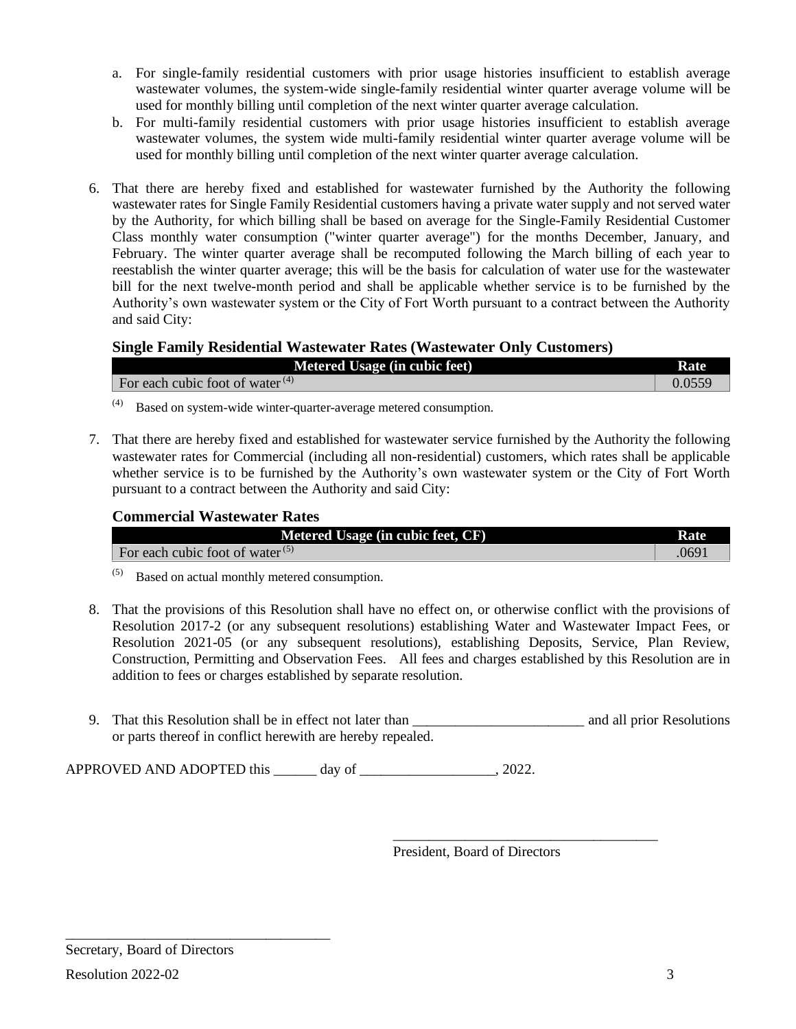a. For single-family residential customers with prior usage histories insufficient to establish average wastewater volumes, the system-wide single-family residential winter quarter average volume will be used for monthly billing until completion of the next winter quarter average calculation.

b. For multi-family residential customers with prior usage histories insufficient to establish average wastewater volumes, the system wide multi-family residential winter quarter average volume will be used for monthly billing until completion of the next winter quarter average calculation.

6. That there are hereby fixed and established for wastewater furnished by the Authority the following wastewater rates for Single Family Residential customers having a private water supply and not served water by the Authority, for which billing shall be based on average for the Single-Family Residential Customer Class monthly water consumption ("winter quarter average") for the months December, January, and February. The winter quarter average shall be recomputed following the March billing of each year to reestablish the winter quarter average; this will be the basis for calculation of water use for the wastewater bill for the next twelve-month period and shall be applicable whether service is to be furnished by the Authority's own wastewater system or the City of Fort Worth pursuant to a contract between the Authority and said City:

### Single Family Residential Wastewater Rates (Wastewater Only Customers)

| Metered Usage (in cubic feet) | Rate |
|---|---|
| For each cubic foot of water [4] | 0.0559 |

[4] Based on system-wide winter-quarter-average metered consumption.

7. That there are hereby fixed and established for wastewater service furnished by the Authority the following wastewater rates for Commercial (including all non-residential) customers, which rates shall be applicable whether service is to be furnished by the Authority's own wastewater system or the City of Fort Worth pursuant to a contract between the Authority and said City:

### Commercial Wastewater Rates

| Metered Usage (in cubic feet, CF) | Rate |
|---|---|
| For each cubic foot of water [5] | .0691 |

[5] Based on actual monthly metered consumption.

8. That the provisions of this Resolution shall have no effect on, or otherwise conflict with the provisions of Resolution 2017-2 (or any subsequent resolutions) establishing Water and Wastewater Impact Fees, or Resolution 2021-05 (or any subsequent resolutions), establishing Deposits, Service, Plan Review, Construction, Permitting and Observation Fees. All fees and charges established by this Resolution are in addition to fees or charges established by separate resolution.

9. That this Resolution shall be in effect not later than ________________________ and all prior Resolutions or parts thereof in conflict herewith are hereby repealed.

APPROVED AND ADOPTED this ______ day of ___________________, 2022.

______________________________________
President, Board of Directors

______________________________________
Secretary, Board of Directors

Resolution 2022-02